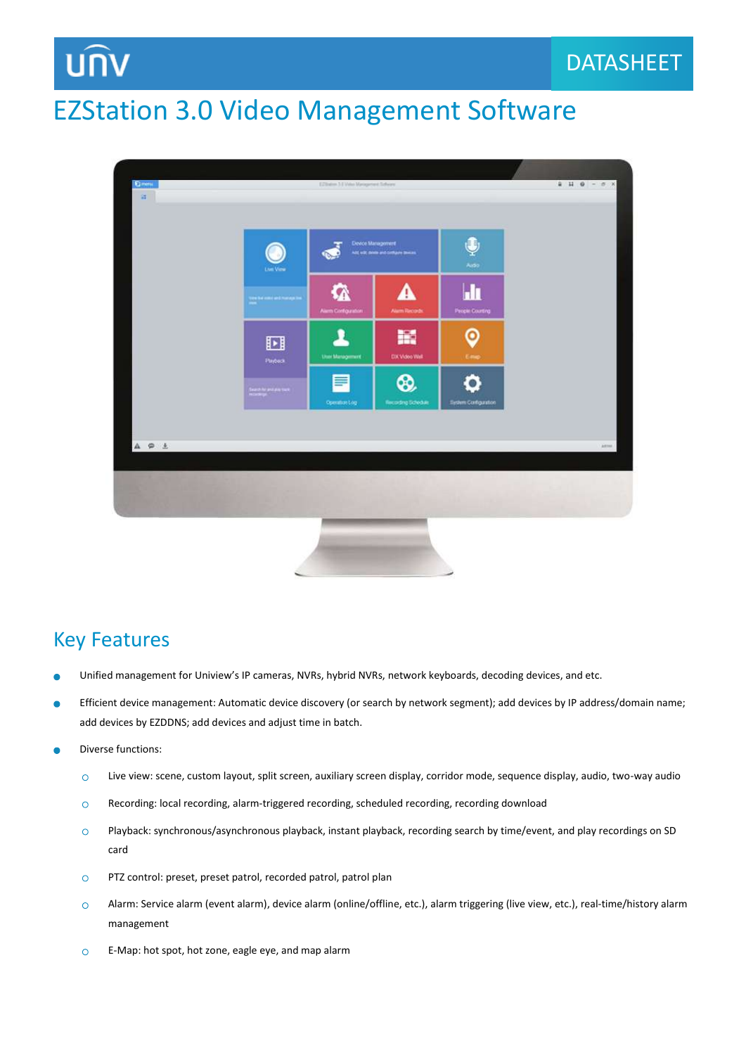UNV DATASHEET

# EZStation 3.0 Video Management Software

## Key Features

- Unified management for Uniview's IP cameras, NVRs, hybrid NVRs, network keyboards, decoding devices, and etc.
- Efficient device management: Automatic device discovery (or search by network segment); add devices by IP address/domain name; add devices by EZDDNS; add devices and adjust time in batch.
- Diverse functions:
  - Live view: scene, custom layout, split screen, auxiliary screen display, corridor mode, sequence display, audio, two-way audio
  - Recording: local recording, alarm-triggered recording, scheduled recording, recording download
  - Playback: synchronous/asynchronous playback, instant playback, recording search by time/event, and play recordings on SD card
  - PTZ control: preset, preset patrol, recorded patrol, patrol plan
  - Alarm: Service alarm (event alarm), device alarm (online/offline, etc.), alarm triggering (live view, etc.), real-time/history alarm management
  - E-Map: hot spot, hot zone, eagle eye, and map alarm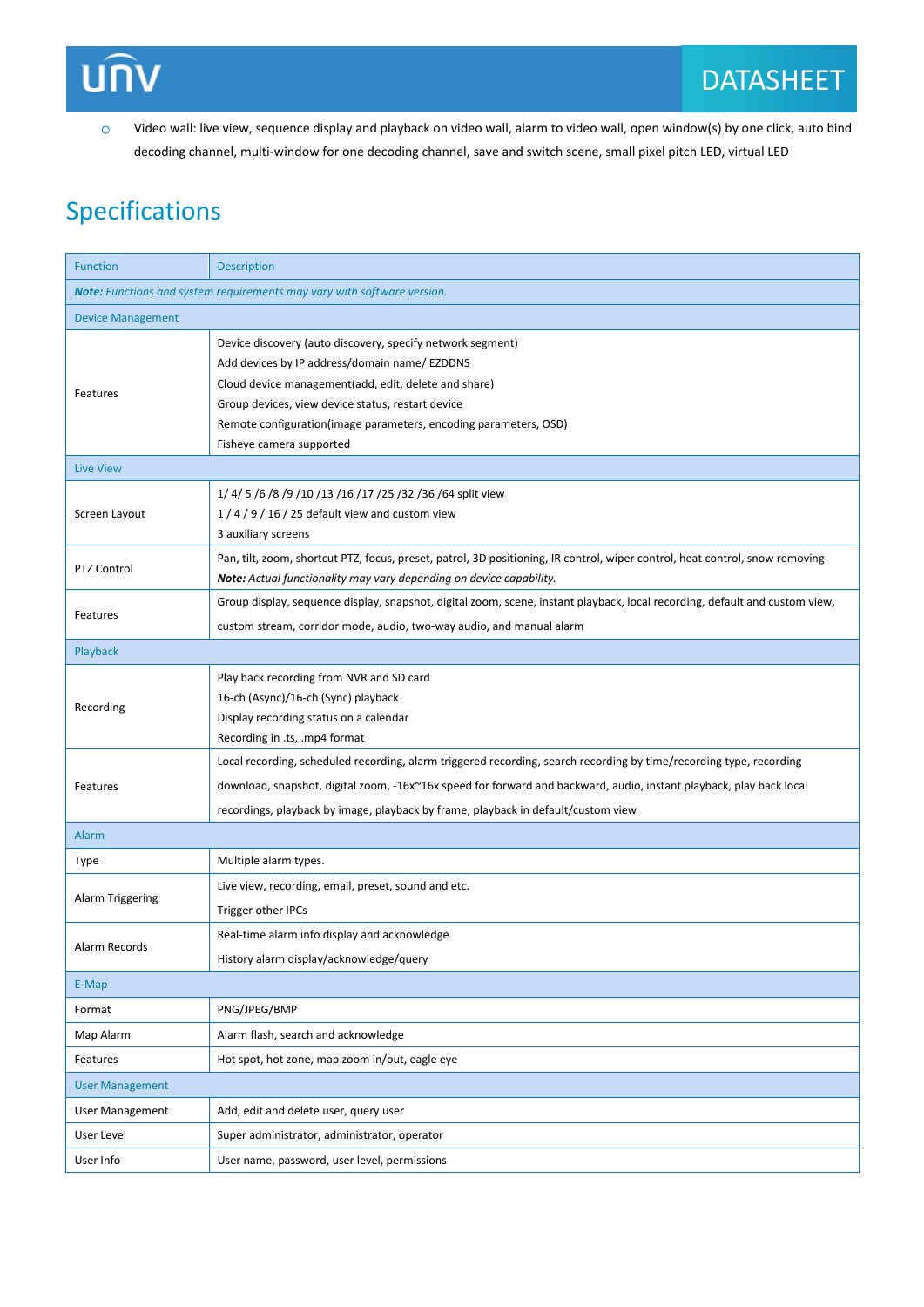- Video wall: live view, sequence display and playback on video wall, alarm to video wall, open window(s) by one click, auto bind decoding channel, multi-window for one decoding channel, save and switch scene, small pixel pitch LED, virtual LED

## Specifications

| Function | Description |
|---|---|
| ***Note:*** *Functions and system requirements may vary with software version.* | |
| Device Management | |
| Features | Device discovery (auto discovery, specify network segment)<br>Add devices by IP address/domain name/ EZDDNS<br>Cloud device management(add, edit, delete and share)<br>Group devices, view device status, restart device<br>Remote configuration(image parameters, encoding parameters, OSD)<br>Fisheye camera supported |
| Live View | |
| Screen Layout | 1/ 4/ 5 /6 /8 /9 /10 /13 /16 /17 /25 /32 /36 /64 split view<br>1 / 4 / 9 / 16 / 25 default view and custom view<br>3 auxiliary screens |
| PTZ Control | Pan, tilt, zoom, shortcut PTZ, focus, preset, patrol, 3D positioning, IR control, wiper control, heat control, snow removing<br>***Note:*** *Actual functionality may vary depending on device capability.* |
| Features | Group display, sequence display, snapshot, digital zoom, scene, instant playback, local recording, default and custom view, custom stream, corridor mode, audio, two-way audio, and manual alarm |
| Playback | |
| Recording | Play back recording from NVR and SD card<br>16-ch (Async)/16-ch (Sync) playback<br>Display recording status on a calendar<br>Recording in .ts, .mp4 format |
| Features | Local recording, scheduled recording, alarm triggered recording, search recording by time/recording type, recording download, snapshot, digital zoom, -16x~16x speed for forward and backward, audio, instant playback, play back local recordings, playback by image, playback by frame, playback in default/custom view |
| Alarm | |
| Type | Multiple alarm types. |
| Alarm Triggering | Live view, recording, email, preset, sound and etc.<br>Trigger other IPCs |
| Alarm Records | Real-time alarm info display and acknowledge<br>History alarm display/acknowledge/query |
| E-Map | |
| Format | PNG/JPEG/BMP |
| Map Alarm | Alarm flash, search and acknowledge |
| Features | Hot spot, hot zone, map zoom in/out, eagle eye |
| User Management | |
| User Management | Add, edit and delete user, query user |
| User Level | Super administrator, administrator, operator |
| User Info | User name, password, user level, permissions |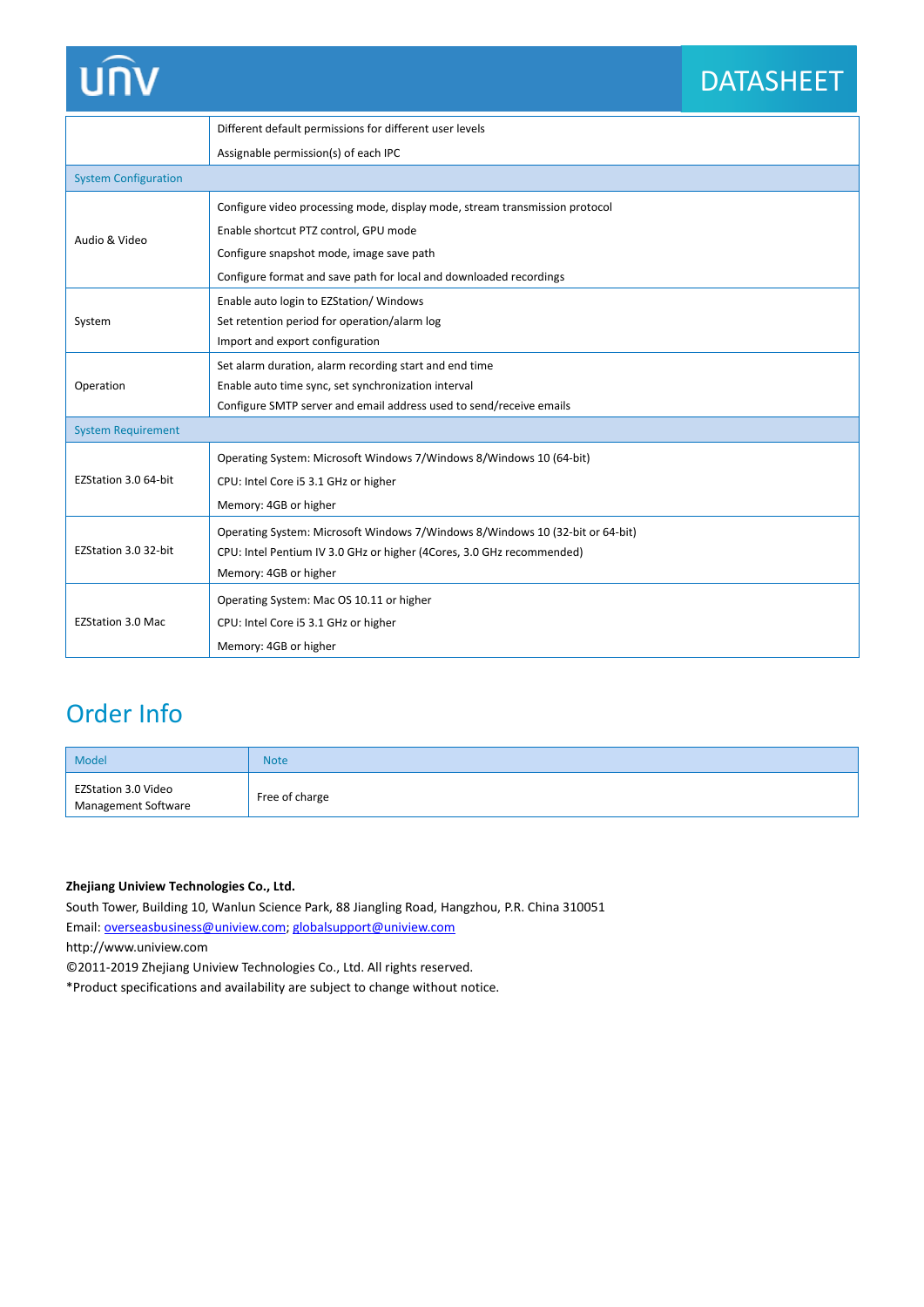| | |
|---|---|
| | Different default permissions for different user levels<br>Assignable permission(s) of each IPC |
| **System Configuration** | |
| Audio & Video | Configure video processing mode, display mode, stream transmission protocol<br>Enable shortcut PTZ control, GPU mode<br>Configure snapshot mode, image save path<br>Configure format and save path for local and downloaded recordings |
| System | Enable auto login to EZStation/ Windows<br>Set retention period for operation/alarm log<br>Import and export configuration |
| Operation | Set alarm duration, alarm recording start and end time<br>Enable auto time sync, set synchronization interval<br>Configure SMTP server and email address used to send/receive emails |
| **System Requirement** | |
| EZStation 3.0 64-bit | Operating System: Microsoft Windows 7/Windows 8/Windows 10 (64-bit)<br>CPU: Intel Core i5 3.1 GHz or higher<br>Memory: 4GB or higher |
| EZStation 3.0 32-bit | Operating System: Microsoft Windows 7/Windows 8/Windows 10 (32-bit or 64-bit)<br>CPU: Intel Pentium IV 3.0 GHz or higher (4Cores, 3.0 GHz recommended)<br>Memory: 4GB or higher |
| EZStation 3.0 Mac | Operating System: Mac OS 10.11 or higher<br>CPU: Intel Core i5 3.1 GHz or higher<br>Memory: 4GB or higher |

# Order Info

| Model | Note |
|---|---|
| EZStation 3.0 Video Management Software | Free of charge |

**Zhejiang Uniview Technologies Co., Ltd.**
South Tower, Building 10, Wanlun Science Park, 88 Jiangling Road, Hangzhou, P.R. China 310051
Email: overseasbusiness@uniview.com; globalsupport@uniview.com
http://www.uniview.com
©2011-2019 Zhejiang Uniview Technologies Co., Ltd. All rights reserved.
*Product specifications and availability are subject to change without notice.